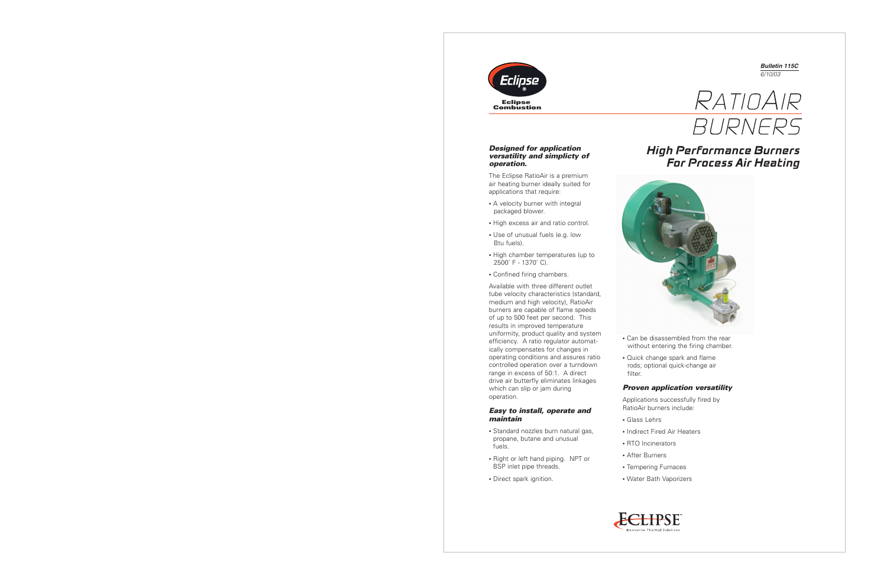Eclipse Combustion

*Bulletin 115C*
*6/10/03*

# RatioAir Burners

## High Performance Burners For Process Air Heating

### *Designed for application versatility and simplicty of operation.*

The Eclipse RatioAir is a premium air heating burner ideally suited for applications that require:

- A velocity burner with integral packaged blower.
- High excess air and ratio control.
- Use of unusual fuels (e.g. low Btu fuels).
- High chamber temperatures (up to 2500˚ F - 1370˚ C).
- Confined firing chambers.

Available with three different outlet tube velocity characteristics (standard, medium and high velocity), RatioAir burners are capable of flame speeds of up to 500 feet per second. This results in improved temperature uniformity, product quality and system efficiency. A ratio regulator automatically compensates for changes in operating conditions and assures ratio controlled operation over a turndown range in excess of 50:1. A direct drive air butterfly eliminates linkages which can slip or jam during operation.

### *Easy to install, operate and maintain*

- Standard nozzles burn natural gas, propane, butane and unusual fuels.
- Right or left hand piping. NPT or BSP inlet pipe threads.
- Direct spark ignition.
- Can be disassembled from the rear without entering the firing chamber.
- Quick change spark and flame rods; optional quick-change air filter.

### *Proven application versatility*

Applications successfully fired by RatioAir burners include:

- Glass Lehrs
- Indirect Fired Air Heaters
- RTO Incinerators
- After Burners
- Tempering Furnaces
- Water Bath Vaporizers

ECLIPSE™ Innovative Thermal Solutions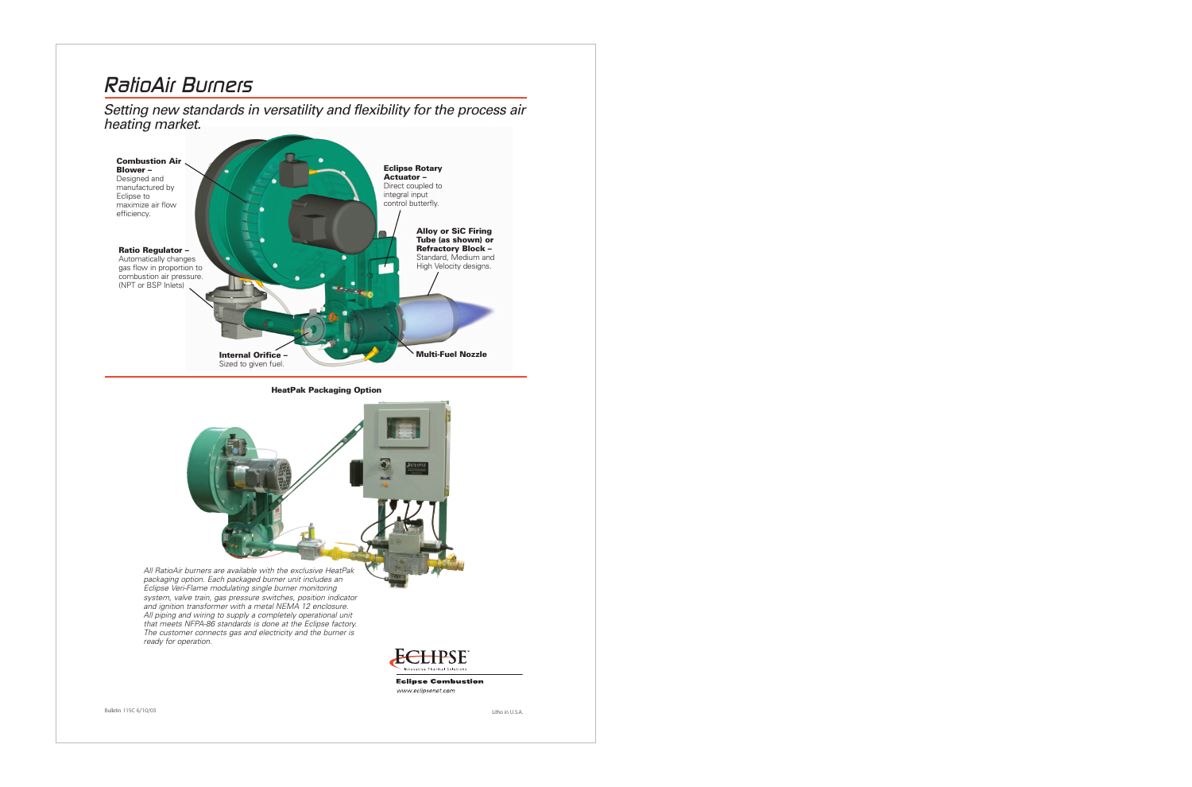# RatioAir Burners

*Setting new standards in versatility and flexibility for the process air heating market.*

**Combustion Air Blower –** Designed and manufactured by Eclipse to maximize air flow efficiency.

**Ratio Regulator –** Automatically changes gas flow in proportion to combustion air pressure. (NPT or BSP Inlets)

**Eclipse Rotary Actuator –** Direct coupled to integral input control butterfly.

**Alloy or SiC Firing Tube (as shown) or Refractory Block –** Standard, Medium and High Velocity designs.

**Internal Orifice –** Sized to given fuel.

**Multi-Fuel Nozzle**

**HeatPak Packaging Option**

*All RatioAir burners are available with the exclusive HeatPak packaging option. Each packaged burner unit includes an Eclipse Veri-Flame modulating single burner monitoring system, valve train, gas pressure switches, position indicator and ignition transformer with a metal NEMA 12 enclosure. All piping and wiring to supply a completely operational unit that meets NFPA-86 standards is done at the Eclipse factory. The customer connects gas and electricity and the burner is ready for operation.*

ECLIPSE
Innovative Thermal Solutions

**Eclipse Combustion**
*www.eclipsenet.com*

Bulletin 115C 6/10/03

Litho in U.S.A.